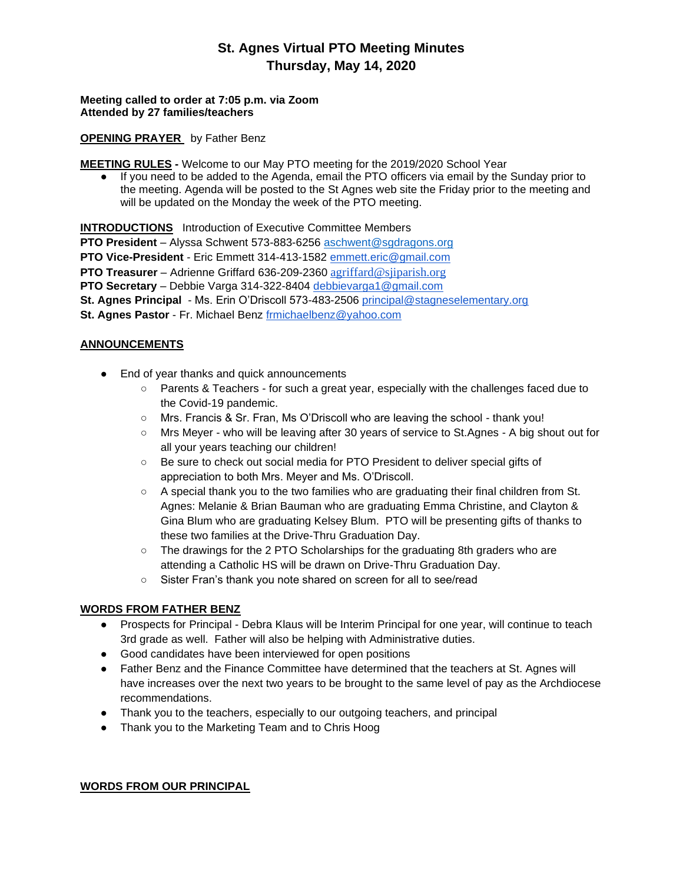# St. Agnes Virtual PTO Meeting Minutes
## Thursday, May 14, 2020

**Meeting called to order at 7:05 p.m. via Zoom**
**Attended by 27 families/teachers**

**OPENING PRAYER** by Father Benz

**MEETING RULES -** Welcome to our May PTO meeting for the 2019/2020 School Year

- If you need to be added to the Agenda, email the PTO officers via email by the Sunday prior to the meeting. Agenda will be posted to the St Agnes web site the Friday prior to the meeting and will be updated on the Monday the week of the PTO meeting.

**INTRODUCTIONS** Introduction of Executive Committee Members
**PTO President** – Alyssa Schwent 573-883-6256 aschwent@sgdragons.org
**PTO Vice-President** - Eric Emmett 314-413-1582 emmett.eric@gmail.com
**PTO Treasurer** – Adrienne Griffard 636-209-2360 agriffard@sjiparish.org
**PTO Secretary** – Debbie Varga 314-322-8404 debbievarga1@gmail.com
**St. Agnes Principal** - Ms. Erin O'Driscoll 573-483-2506 principal@stagneselementary.org
**St. Agnes Pastor** - Fr. Michael Benz frmichaelbenz@yahoo.com

**ANNOUNCEMENTS**

- End of year thanks and quick announcements
  - Parents & Teachers - for such a great year, especially with the challenges faced due to the Covid-19 pandemic.
  - Mrs. Francis & Sr. Fran, Ms O'Driscoll who are leaving the school - thank you!
  - Mrs Meyer - who will be leaving after 30 years of service to St.Agnes - A big shout out for all your years teaching our children!
  - Be sure to check out social media for PTO President to deliver special gifts of appreciation to both Mrs. Meyer and Ms. O'Driscoll.
  - A special thank you to the two families who are graduating their final children from St. Agnes: Melanie & Brian Bauman who are graduating Emma Christine, and Clayton & Gina Blum who are graduating Kelsey Blum. PTO will be presenting gifts of thanks to these two families at the Drive-Thru Graduation Day.
  - The drawings for the 2 PTO Scholarships for the graduating 8th graders who are attending a Catholic HS will be drawn on Drive-Thru Graduation Day.
  - Sister Fran's thank you note shared on screen for all to see/read

**WORDS FROM FATHER BENZ**

- Prospects for Principal - Debra Klaus will be Interim Principal for one year, will continue to teach 3rd grade as well. Father will also be helping with Administrative duties.
- Good candidates have been interviewed for open positions
- Father Benz and the Finance Committee have determined that the teachers at St. Agnes will have increases over the next two years to be brought to the same level of pay as the Archdiocese recommendations.
- Thank you to the teachers, especially to our outgoing teachers, and principal
- Thank you to the Marketing Team and to Chris Hoog

**WORDS FROM OUR PRINCIPAL**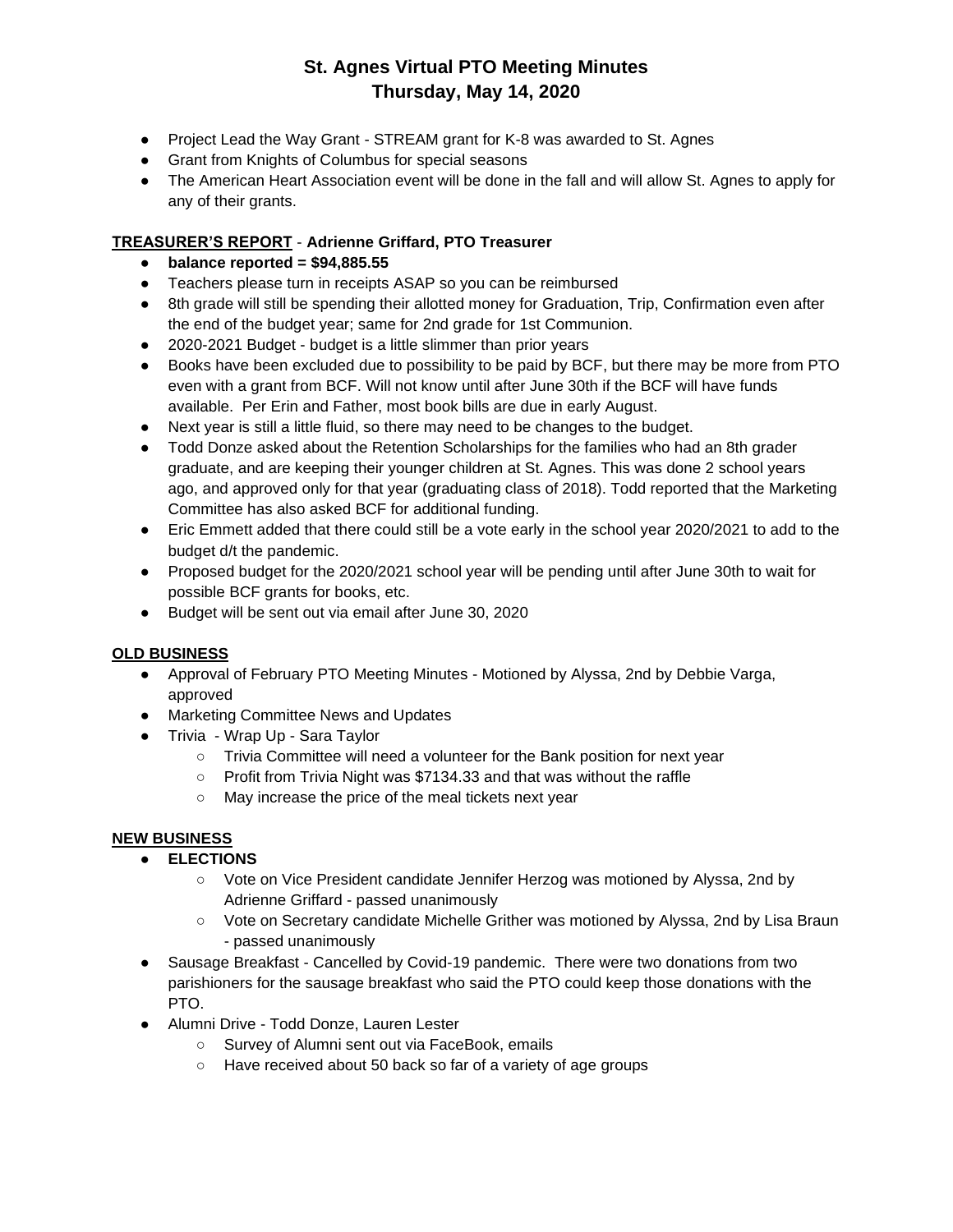# St. Agnes Virtual PTO Meeting Minutes
# Thursday, May 14, 2020

- Project Lead the Way Grant - STREAM grant for K-8 was awarded to St. Agnes
- Grant from Knights of Columbus for special seasons
- The American Heart Association event will be done in the fall and will allow St. Agnes to apply for any of their grants.

**TREASURER'S REPORT** - **Adrienne Griffard, PTO Treasurer**

- **balance reported = $94,885.55**
- Teachers please turn in receipts ASAP so you can be reimbursed
- 8th grade will still be spending their allotted money for Graduation, Trip, Confirmation even after the end of the budget year; same for 2nd grade for 1st Communion.
- 2020-2021 Budget - budget is a little slimmer than prior years
- Books have been excluded due to possibility to be paid by BCF, but there may be more from PTO even with a grant from BCF. Will not know until after June 30th if the BCF will have funds available. Per Erin and Father, most book bills are due in early August.
- Next year is still a little fluid, so there may need to be changes to the budget.
- Todd Donze asked about the Retention Scholarships for the families who had an 8th grader graduate, and are keeping their younger children at St. Agnes. This was done 2 school years ago, and approved only for that year (graduating class of 2018). Todd reported that the Marketing Committee has also asked BCF for additional funding.
- Eric Emmett added that there could still be a vote early in the school year 2020/2021 to add to the budget d/t the pandemic.
- Proposed budget for the 2020/2021 school year will be pending until after June 30th to wait for possible BCF grants for books, etc.
- Budget will be sent out via email after June 30, 2020

**OLD BUSINESS**

- Approval of February PTO Meeting Minutes - Motioned by Alyssa, 2nd by Debbie Varga, approved
- Marketing Committee News and Updates
- Trivia - Wrap Up - Sara Taylor
  - Trivia Committee will need a volunteer for the Bank position for next year
  - Profit from Trivia Night was $7134.33 and that was without the raffle
  - May increase the price of the meal tickets next year

**NEW BUSINESS**

- **ELECTIONS**
  - Vote on Vice President candidate Jennifer Herzog was motioned by Alyssa, 2nd by Adrienne Griffard - passed unanimously
  - Vote on Secretary candidate Michelle Grither was motioned by Alyssa, 2nd by Lisa Braun - passed unanimously
- Sausage Breakfast - Cancelled by Covid-19 pandemic. There were two donations from two parishioners for the sausage breakfast who said the PTO could keep those donations with the PTO.
- Alumni Drive - Todd Donze, Lauren Lester
  - Survey of Alumni sent out via FaceBook, emails
  - Have received about 50 back so far of a variety of age groups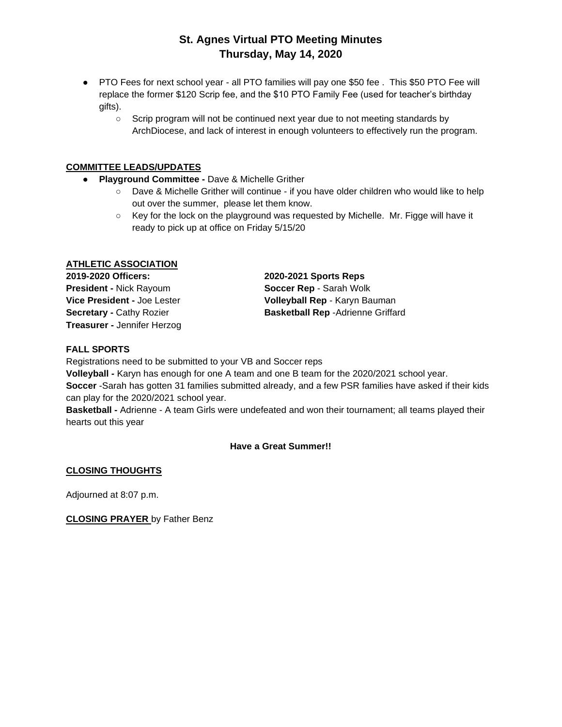# St. Agnes Virtual PTO Meeting Minutes
## Thursday, May 14, 2020

- PTO Fees for next school year - all PTO families will pay one $50 fee . This $50 PTO Fee will replace the former $120 Scrip fee, and the $10 PTO Family Fee (used for teacher's birthday gifts).
  - Scrip program will not be continued next year due to not meeting standards by ArchDiocese, and lack of interest in enough volunteers to effectively run the program.

**COMMITTEE LEADS/UPDATES**

- **Playground Committee -** Dave & Michelle Grither
  - Dave & Michelle Grither will continue - if you have older children who would like to help out over the summer, please let them know.
  - Key for the lock on the playground was requested by Michelle. Mr. Figge will have it ready to pick up at office on Friday 5/15/20

**ATHLETIC ASSOCIATION**

**2019-2020 Officers:**
**President -** Nick Rayoum
**Vice President -** Joe Lester
**Secretary -** Cathy Rozier
**Treasurer -** Jennifer Herzog

**2020-2021 Sports Reps**
**Soccer Rep** - Sarah Wolk
**Volleyball Rep** - Karyn Bauman
**Basketball Rep** -Adrienne Griffard

**FALL SPORTS**

Registrations need to be submitted to your VB and Soccer reps
**Volleyball -** Karyn has enough for one A team and one B team for the 2020/2021 school year.
**Soccer** -Sarah has gotten 31 families submitted already, and a few PSR families have asked if their kids can play for the 2020/2021 school year.
**Basketball -** Adrienne - A team Girls were undefeated and won their tournament; all teams played their hearts out this year

**Have a Great Summer!!**

**CLOSING THOUGHTS**

Adjourned at 8:07 p.m.

**CLOSING PRAYER** by Father Benz